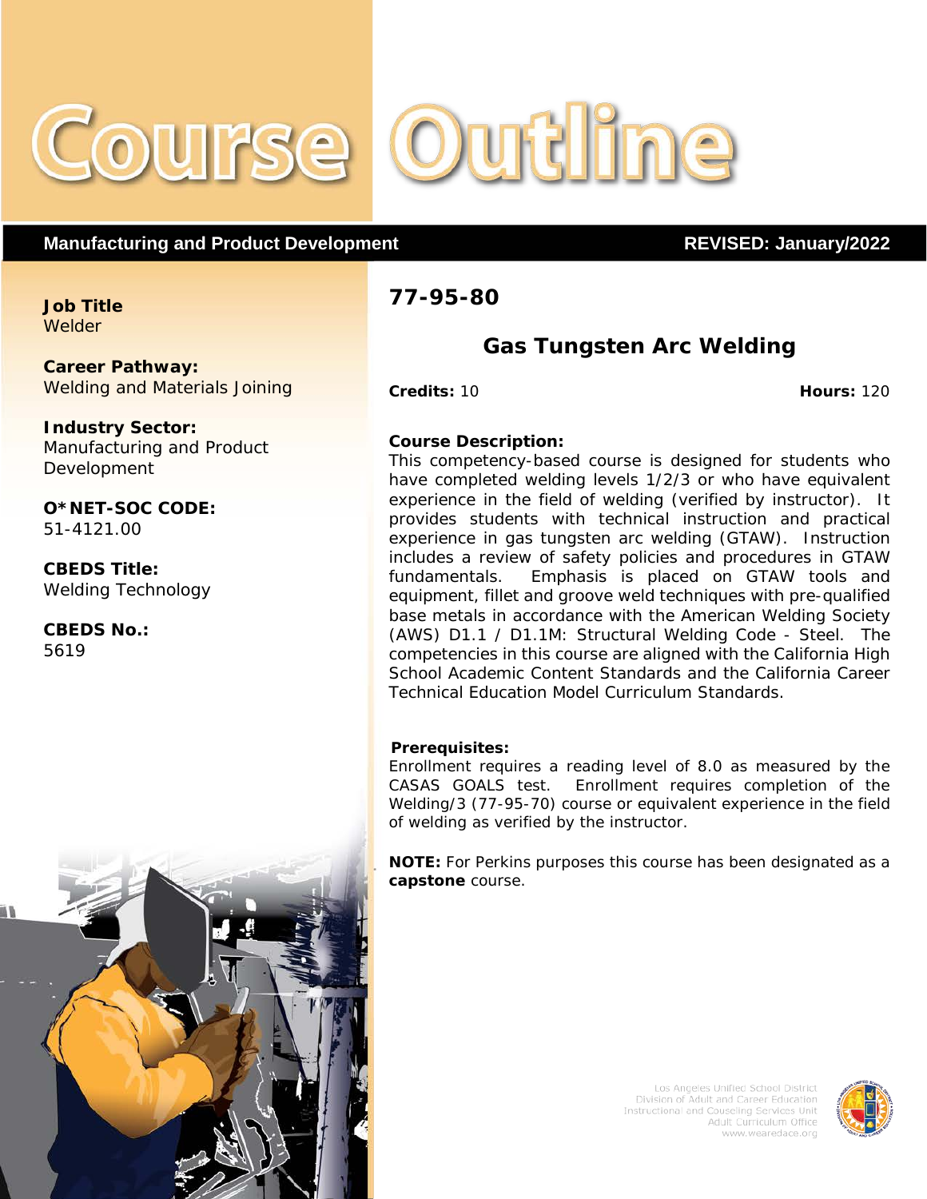# Course Outline

**Manufacturing and Product Development** **REVISED: January/2022**

**Job Title**
Welder

**Career Pathway:**
Welding and Materials Joining

**Industry Sector:**
Manufacturing and Product Development

**O*NET-SOC CODE:**
51-4121.00

**CBEDS Title:**
Welding Technology

**CBEDS No.:**
5619

## 77-95-80

## Gas Tungsten Arc Welding

**Credits:** 10 **Hours:** 120

**Course Description:**
This competency-based course is designed for students who have completed welding levels 1/2/3 or who have equivalent experience in the field of welding (verified by instructor). It provides students with technical instruction and practical experience in gas tungsten arc welding (GTAW). Instruction includes a review of safety policies and procedures in GTAW fundamentals. Emphasis is placed on GTAW tools and equipment, fillet and groove weld techniques with pre-qualified base metals in accordance with the American Welding Society (AWS) D1.1 / D1.1M: Structural Welding Code - Steel. The competencies in this course are aligned with the California High School Academic Content Standards and the California Career Technical Education Model Curriculum Standards.

**Prerequisites:**
Enrollment requires a reading level of 8.0 as measured by the CASAS GOALS test. Enrollment requires completion of the Welding/3 (77-95-70) course or equivalent experience in the field of welding as verified by the instructor.

**NOTE:** For Perkins purposes this course has been designated as a **capstone** course.

Los Angeles Unified School District
Division of Adult and Career Education
Instructional and Counseling Services Unit
Adult Curriculum Office
www.wearedace.org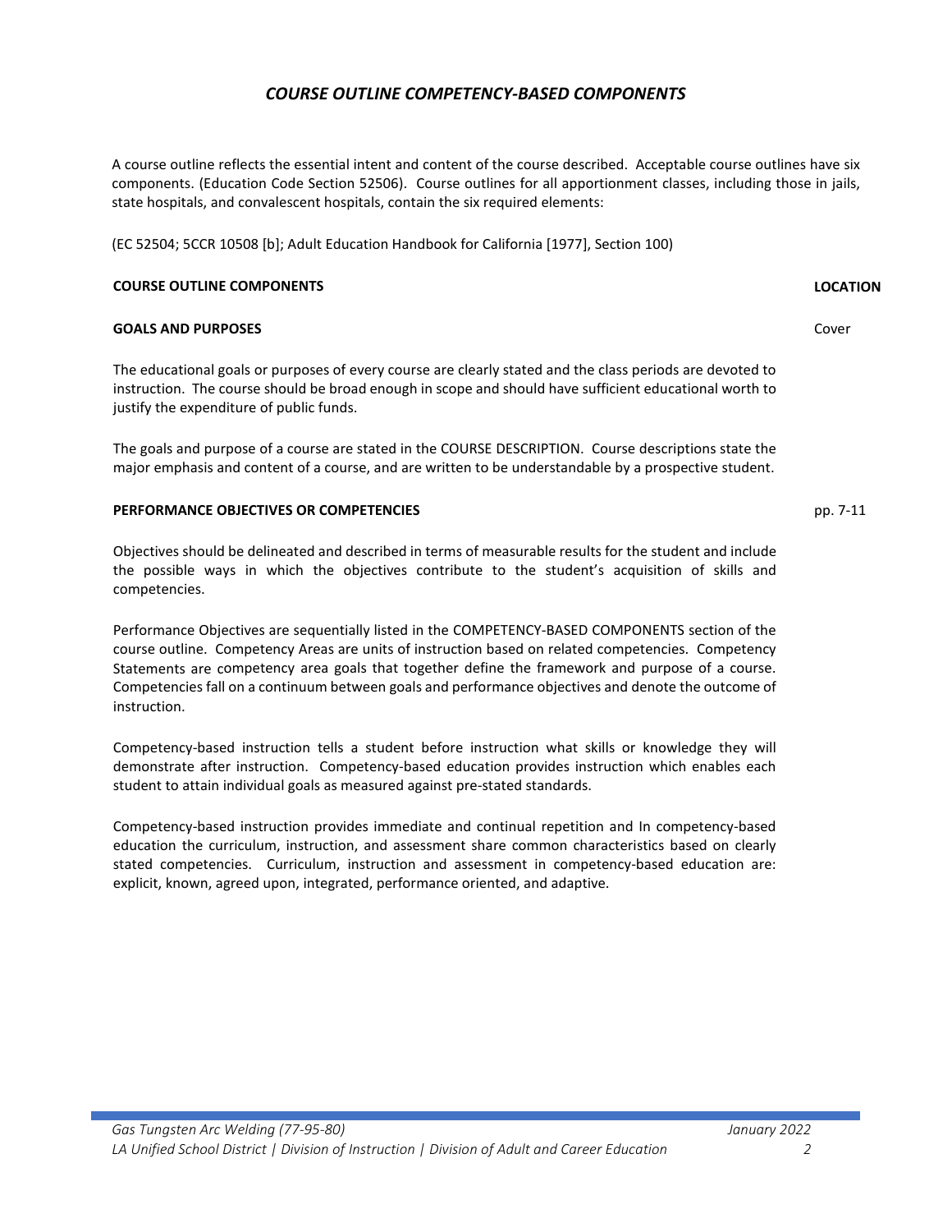## *COURSE OUTLINE COMPETENCY-BASED COMPONENTS*

A course outline reflects the essential intent and content of the course described. Acceptable course outlines have six components. (Education Code Section 52506). Course outlines for all apportionment classes, including those in jails, state hospitals, and convalescent hospitals, contain the six required elements:

(EC 52504; 5CCR 10508 [b]; Adult Education Handbook for California [1977], Section 100)

| COURSE OUTLINE COMPONENTS | LOCATION |
| --- | --- |

### GOALS AND PURPOSES

Location: Cover

The educational goals or purposes of every course are clearly stated and the class periods are devoted to instruction. The course should be broad enough in scope and should have sufficient educational worth to justify the expenditure of public funds.

The goals and purpose of a course are stated in the COURSE DESCRIPTION. Course descriptions state the major emphasis and content of a course, and are written to be understandable by a prospective student.

### PERFORMANCE OBJECTIVES OR COMPETENCIES

Location: pp. 7-11

Objectives should be delineated and described in terms of measurable results for the student and include the possible ways in which the objectives contribute to the student's acquisition of skills and competencies.

Performance Objectives are sequentially listed in the COMPETENCY-BASED COMPONENTS section of the course outline. Competency Areas are units of instruction based on related competencies. Competency Statements are competency area goals that together define the framework and purpose of a course. Competencies fall on a continuum between goals and performance objectives and denote the outcome of instruction.

Competency-based instruction tells a student before instruction what skills or knowledge they will demonstrate after instruction. Competency-based education provides instruction which enables each student to attain individual goals as measured against pre-stated standards.

Competency-based instruction provides immediate and continual repetition and In competency-based education the curriculum, instruction, and assessment share common characteristics based on clearly stated competencies. Curriculum, instruction and assessment in competency-based education are: explicit, known, agreed upon, integrated, performance oriented, and adaptive.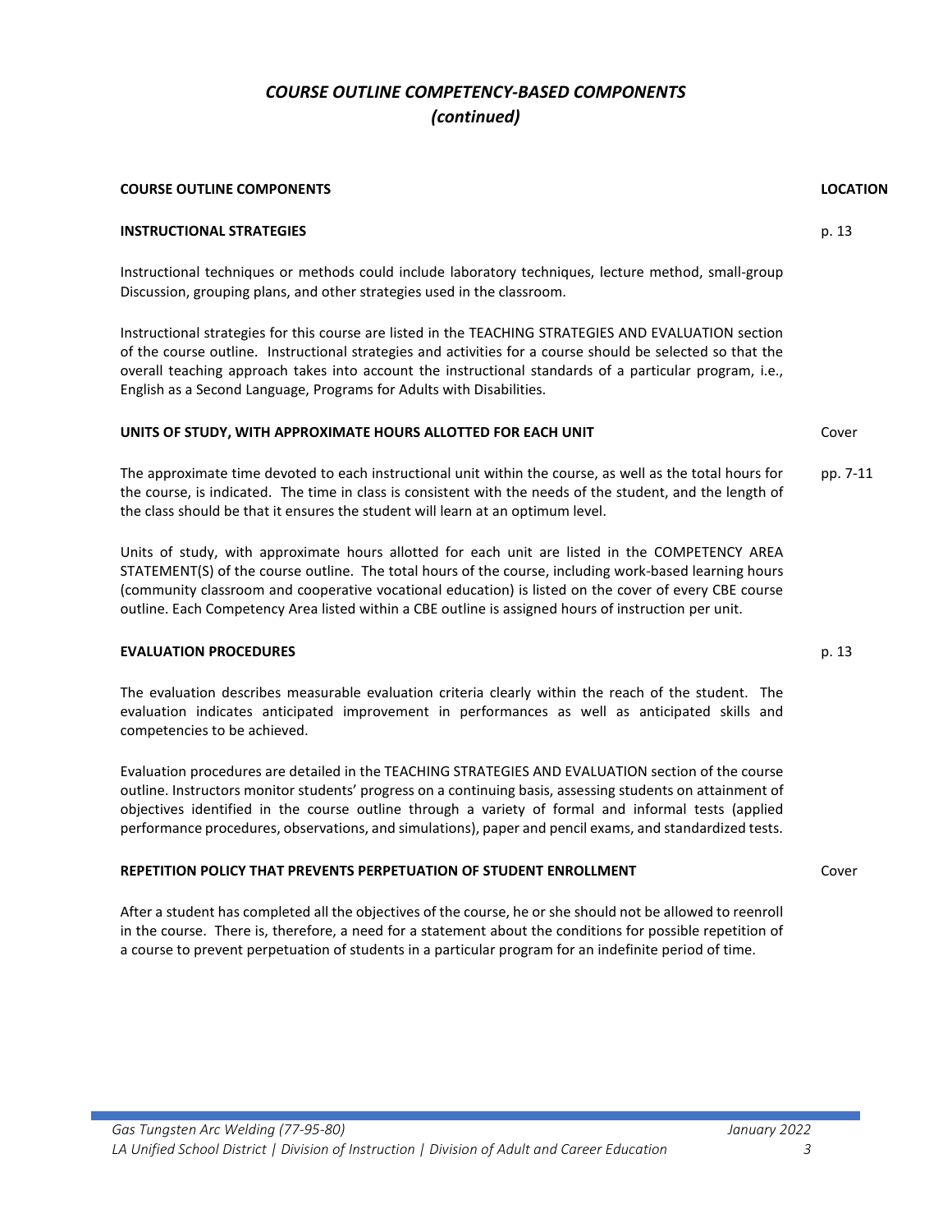# *COURSE OUTLINE COMPETENCY-BASED COMPONENTS (continued)*

| COURSE OUTLINE COMPONENTS | LOCATION |
| --- | --- |
| **INSTRUCTIONAL STRATEGIES** | p. 13 |
| Instructional techniques or methods could include laboratory techniques, lecture method, small-group Discussion, grouping plans, and other strategies used in the classroom.<br><br>Instructional strategies for this course are listed in the TEACHING STRATEGIES AND EVALUATION section of the course outline. Instructional strategies and activities for a course should be selected so that the overall teaching approach takes into account the instructional standards of a particular program, i.e., English as a Second Language, Programs for Adults with Disabilities. | |
| **UNITS OF STUDY, WITH APPROXIMATE HOURS ALLOTTED FOR EACH UNIT** | Cover |
| The approximate time devoted to each instructional unit within the course, as well as the total hours for the course, is indicated. The time in class is consistent with the needs of the student, and the length of the class should be that it ensures the student will learn at an optimum level.<br><br>Units of study, with approximate hours allotted for each unit are listed in the COMPETENCY AREA STATEMENT(S) of the course outline. The total hours of the course, including work-based learning hours (community classroom and cooperative vocational education) is listed on the cover of every CBE course outline. Each Competency Area listed within a CBE outline is assigned hours of instruction per unit. | pp. 7-11 |
| **EVALUATION PROCEDURES** | p. 13 |
| The evaluation describes measurable evaluation criteria clearly within the reach of the student. The evaluation indicates anticipated improvement in performances as well as anticipated skills and competencies to be achieved.<br><br>Evaluation procedures are detailed in the TEACHING STRATEGIES AND EVALUATION section of the course outline. Instructors monitor students' progress on a continuing basis, assessing students on attainment of objectives identified in the course outline through a variety of formal and informal tests (applied performance procedures, observations, and simulations), paper and pencil exams, and standardized tests. | |
| **REPETITION POLICY THAT PREVENTS PERPETUATION OF STUDENT ENROLLMENT** | Cover |
| After a student has completed all the objectives of the course, he or she should not be allowed to reenroll in the course. There is, therefore, a need for a statement about the conditions for possible repetition of a course to prevent perpetuation of students in a particular program for an indefinite period of time. | |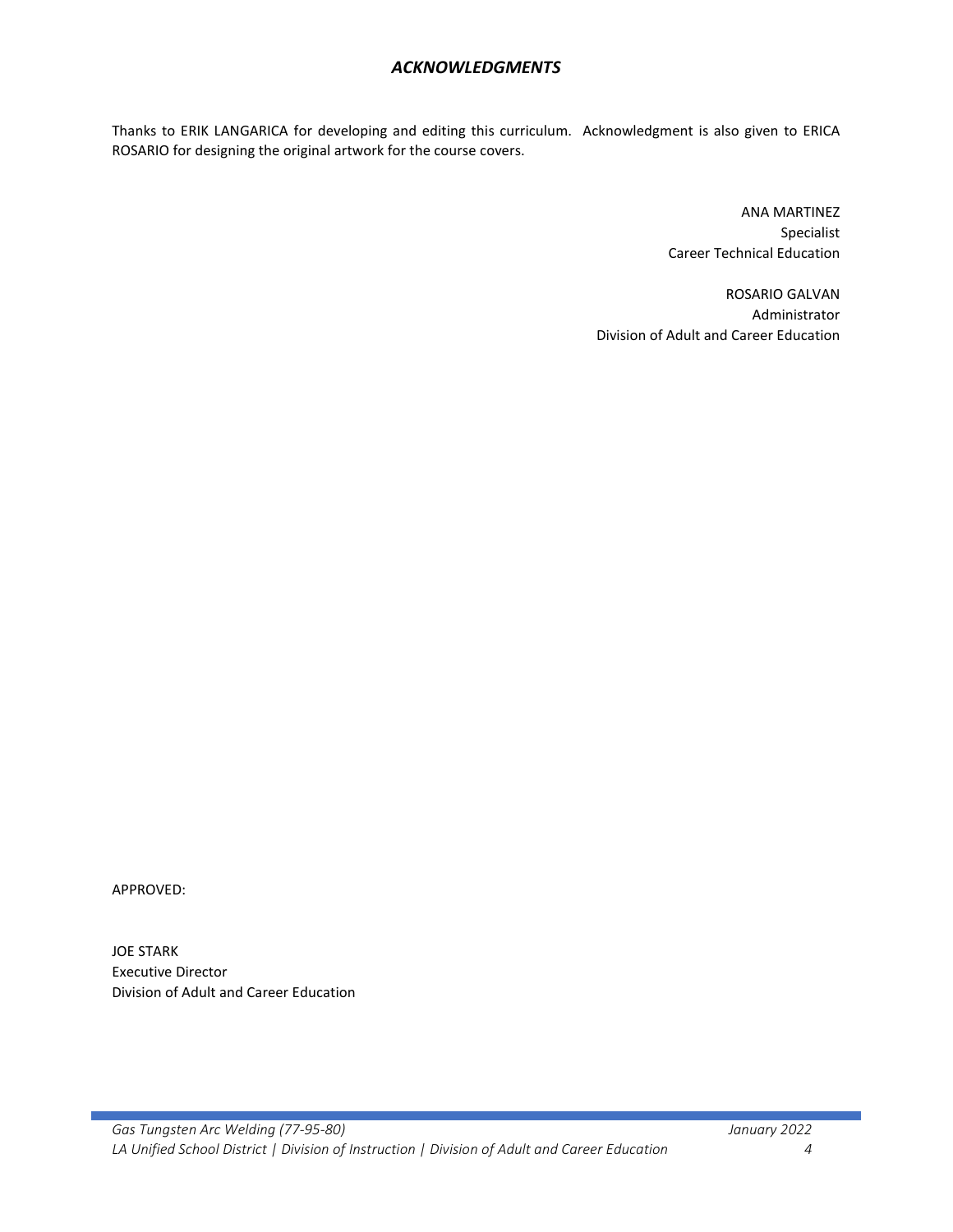# *ACKNOWLEDGMENTS*

Thanks to ERIK LANGARICA for developing and editing this curriculum. Acknowledgment is also given to ERICA ROSARIO for designing the original artwork for the course covers.

ANA MARTINEZ
Specialist
Career Technical Education

ROSARIO GALVAN
Administrator
Division of Adult and Career Education

APPROVED:

JOE STARK
Executive Director
Division of Adult and Career Education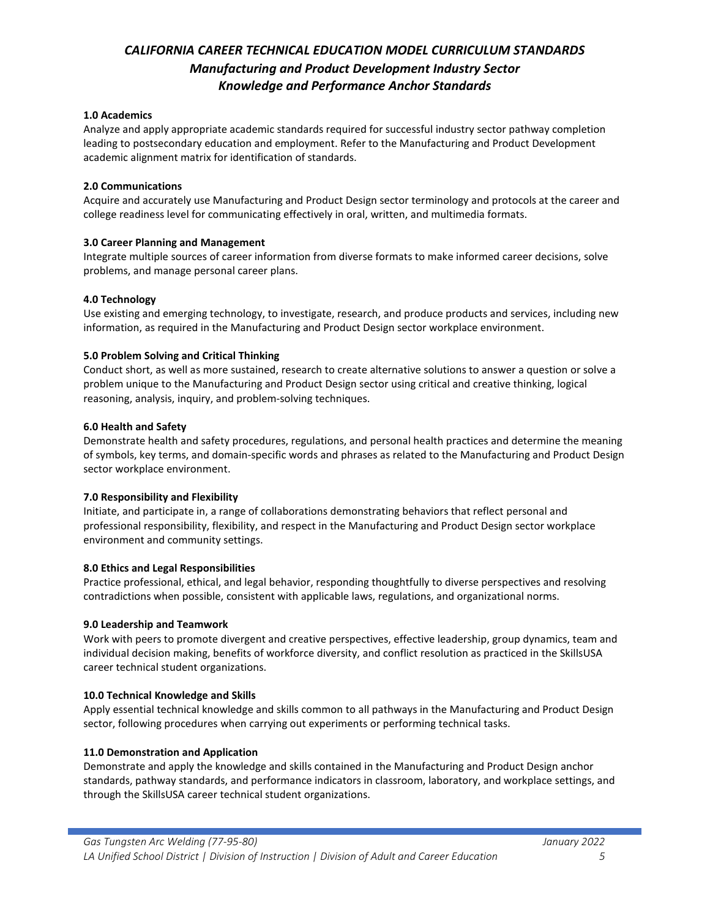## *CALIFORNIA CAREER TECHNICAL EDUCATION MODEL CURRICULUM STANDARDS*
## *Manufacturing and Product Development Industry Sector*
## *Knowledge and Performance Anchor Standards*

**1.0 Academics**

Analyze and apply appropriate academic standards required for successful industry sector pathway completion leading to postsecondary education and employment. Refer to the Manufacturing and Product Development academic alignment matrix for identification of standards.

**2.0 Communications**

Acquire and accurately use Manufacturing and Product Design sector terminology and protocols at the career and college readiness level for communicating effectively in oral, written, and multimedia formats.

**3.0 Career Planning and Management**

Integrate multiple sources of career information from diverse formats to make informed career decisions, solve problems, and manage personal career plans.

**4.0 Technology**

Use existing and emerging technology, to investigate, research, and produce products and services, including new information, as required in the Manufacturing and Product Design sector workplace environment.

**5.0 Problem Solving and Critical Thinking**

Conduct short, as well as more sustained, research to create alternative solutions to answer a question or solve a problem unique to the Manufacturing and Product Design sector using critical and creative thinking, logical reasoning, analysis, inquiry, and problem-solving techniques.

**6.0 Health and Safety**

Demonstrate health and safety procedures, regulations, and personal health practices and determine the meaning of symbols, key terms, and domain-specific words and phrases as related to the Manufacturing and Product Design sector workplace environment.

**7.0 Responsibility and Flexibility**

Initiate, and participate in, a range of collaborations demonstrating behaviors that reflect personal and professional responsibility, flexibility, and respect in the Manufacturing and Product Design sector workplace environment and community settings.

**8.0 Ethics and Legal Responsibilities**

Practice professional, ethical, and legal behavior, responding thoughtfully to diverse perspectives and resolving contradictions when possible, consistent with applicable laws, regulations, and organizational norms.

**9.0 Leadership and Teamwork**

Work with peers to promote divergent and creative perspectives, effective leadership, group dynamics, team and individual decision making, benefits of workforce diversity, and conflict resolution as practiced in the SkillsUSA career technical student organizations.

**10.0 Technical Knowledge and Skills**

Apply essential technical knowledge and skills common to all pathways in the Manufacturing and Product Design sector, following procedures when carrying out experiments or performing technical tasks.

**11.0 Demonstration and Application**

Demonstrate and apply the knowledge and skills contained in the Manufacturing and Product Design anchor standards, pathway standards, and performance indicators in classroom, laboratory, and workplace settings, and through the SkillsUSA career technical student organizations.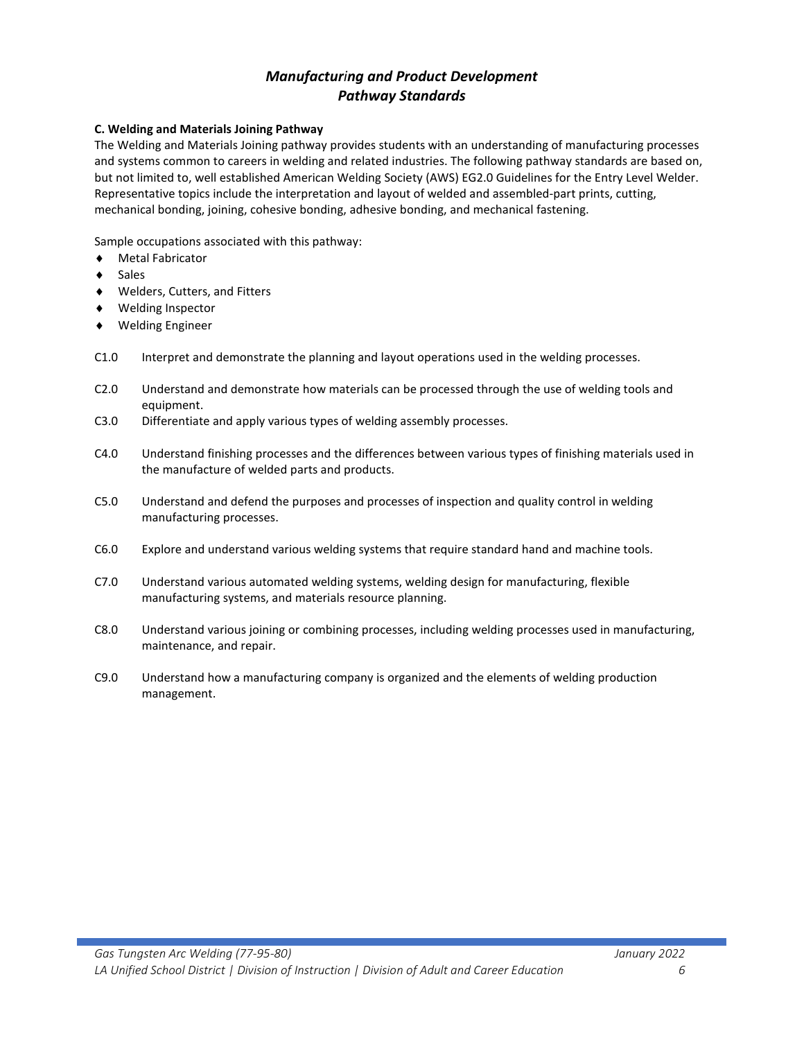# *Manufacturing and Product Development Pathway Standards*

**C. Welding and Materials Joining Pathway**

The Welding and Materials Joining pathway provides students with an understanding of manufacturing processes and systems common to careers in welding and related industries. The following pathway standards are based on, but not limited to, well established American Welding Society (AWS) EG2.0 Guidelines for the Entry Level Welder. Representative topics include the interpretation and layout of welded and assembled-part prints, cutting, mechanical bonding, joining, cohesive bonding, adhesive bonding, and mechanical fastening.

Sample occupations associated with this pathway:

- Metal Fabricator
- Sales
- Welders, Cutters, and Fitters
- Welding Inspector
- Welding Engineer

C1.0 Interpret and demonstrate the planning and layout operations used in the welding processes.

C2.0 Understand and demonstrate how materials can be processed through the use of welding tools and equipment.

C3.0 Differentiate and apply various types of welding assembly processes.

C4.0 Understand finishing processes and the differences between various types of finishing materials used in the manufacture of welded parts and products.

C5.0 Understand and defend the purposes and processes of inspection and quality control in welding manufacturing processes.

C6.0 Explore and understand various welding systems that require standard hand and machine tools.

C7.0 Understand various automated welding systems, welding design for manufacturing, flexible manufacturing systems, and materials resource planning.

C8.0 Understand various joining or combining processes, including welding processes used in manufacturing, maintenance, and repair.

C9.0 Understand how a manufacturing company is organized and the elements of welding production management.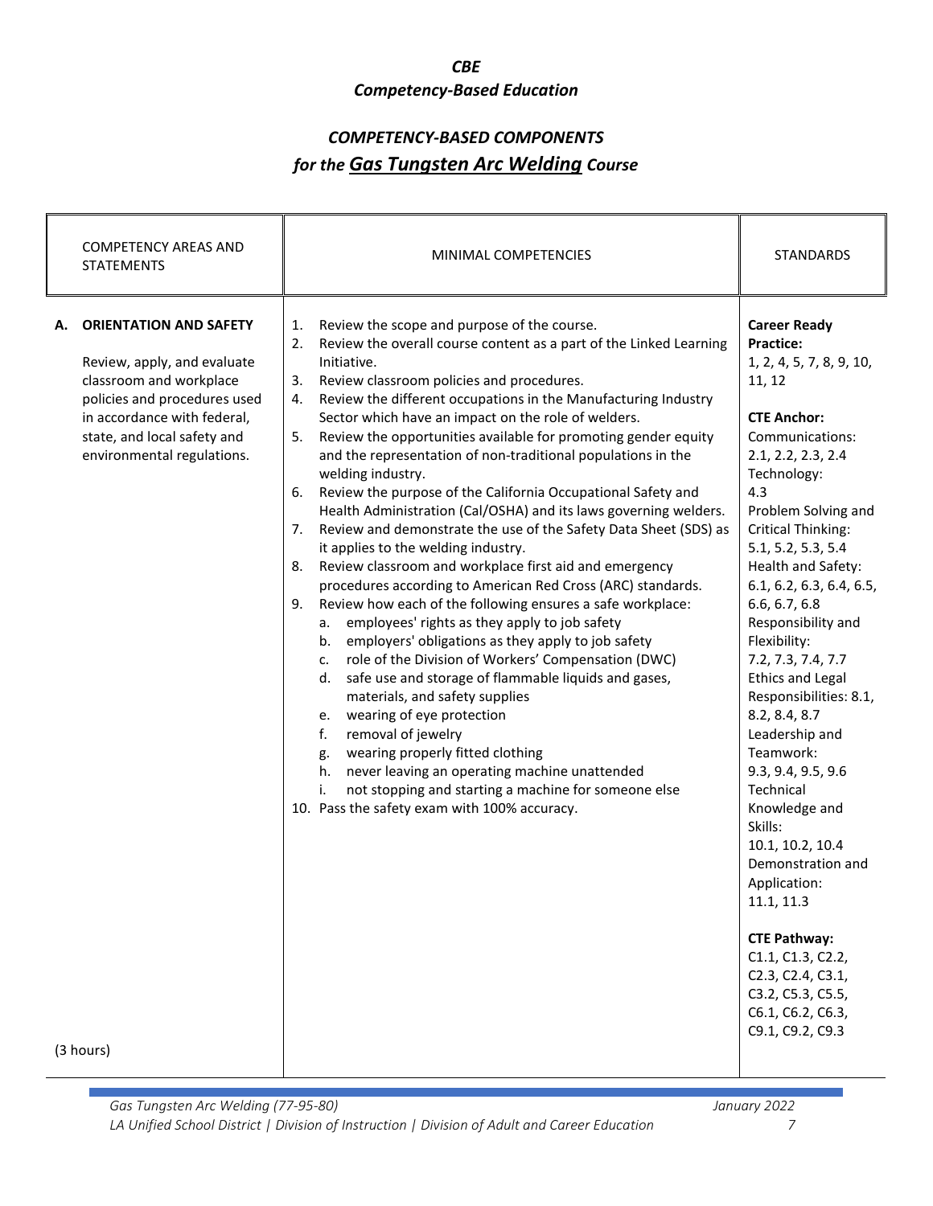# *CBE*
# *Competency-Based Education*

## *COMPETENCY-BASED COMPONENTS*
## *for the Gas Tungsten Arc Welding Course*

| COMPETENCY AREAS AND STATEMENTS | MINIMAL COMPETENCIES | STANDARDS |
|---|---|---|
| **A. ORIENTATION AND SAFETY**<br><br>Review, apply, and evaluate classroom and workplace policies and procedures used in accordance with federal, state, and local safety and environmental regulations.<br><br>(3 hours) | 1. Review the scope and purpose of the course.<br>2. Review the overall course content as a part of the Linked Learning Initiative.<br>3. Review classroom policies and procedures.<br>4. Review the different occupations in the Manufacturing Industry Sector which have an impact on the role of welders.<br>5. Review the opportunities available for promoting gender equity and the representation of non-traditional populations in the welding industry.<br>6. Review the purpose of the California Occupational Safety and Health Administration (Cal/OSHA) and its laws governing welders.<br>7. Review and demonstrate the use of the Safety Data Sheet (SDS) as it applies to the welding industry.<br>8. Review classroom and workplace first aid and emergency procedures according to American Red Cross (ARC) standards.<br>9. Review how each of the following ensures a safe workplace:<br>a. employees' rights as they apply to job safety<br>b. employers' obligations as they apply to job safety<br>c. role of the Division of Workers' Compensation (DWC)<br>d. safe use and storage of flammable liquids and gases, materials, and safety supplies<br>e. wearing of eye protection<br>f. removal of jewelry<br>g. wearing properly fitted clothing<br>h. never leaving an operating machine unattended<br>i. not stopping and starting a machine for someone else<br>10. Pass the safety exam with 100% accuracy. | **Career Ready Practice:**<br>1, 2, 4, 5, 7, 8, 9, 10, 11, 12<br><br>**CTE Anchor:**<br>Communications: 2.1, 2.2, 2.3, 2.4<br>Technology: 4.3<br>Problem Solving and Critical Thinking: 5.1, 5.2, 5.3, 5.4<br>Health and Safety: 6.1, 6.2, 6.3, 6.4, 6.5, 6.6, 6.7, 6.8<br>Responsibility and Flexibility: 7.2, 7.3, 7.4, 7.7<br>Ethics and Legal Responsibilities: 8.1, 8.2, 8.4, 8.7<br>Leadership and Teamwork: 9.3, 9.4, 9.5, 9.6<br>Technical Knowledge and Skills: 10.1, 10.2, 10.4<br>Demonstration and Application: 11.1, 11.3<br><br>**CTE Pathway:**<br>C1.1, C1.3, C2.2, C2.3, C2.4, C3.1, C3.2, C5.3, C5.5, C6.1, C6.2, C6.3, C9.1, C9.2, C9.3 |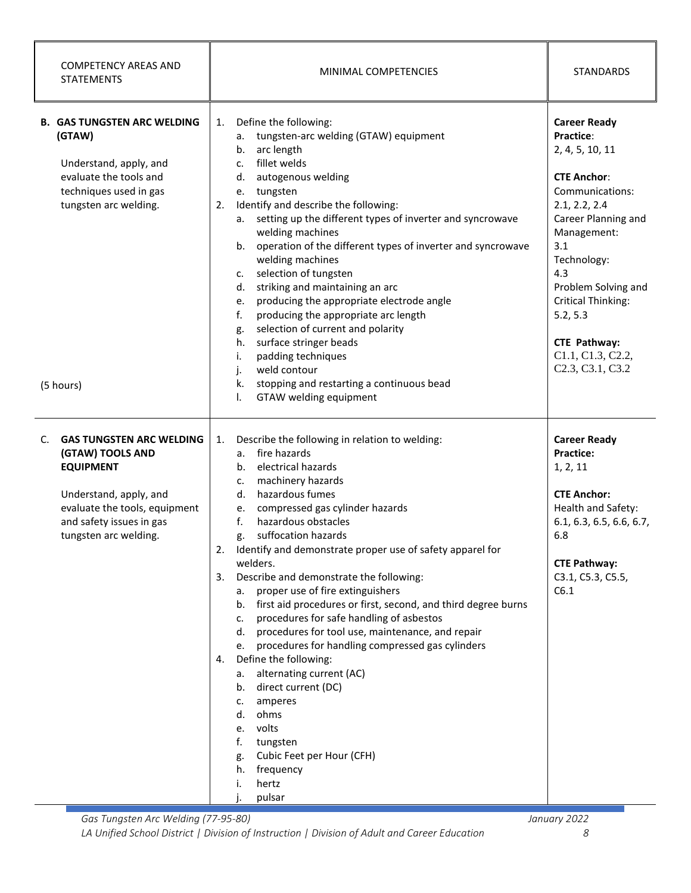| COMPETENCY AREAS AND STATEMENTS | MINIMAL COMPETENCIES | STANDARDS |
|---|---|---|
| **B. GAS TUNGSTEN ARC WELDING (GTAW)**<br><br>Understand, apply, and evaluate the tools and techniques used in gas tungsten arc welding.<br><br>(5 hours) | 1. Define the following:<br>a. tungsten-arc welding (GTAW) equipment<br>b. arc length<br>c. fillet welds<br>d. autogenous welding<br>e. tungsten<br>2. Identify and describe the following:<br>a. setting up the different types of inverter and syncrowave welding machines<br>b. operation of the different types of inverter and syncrowave welding machines<br>c. selection of tungsten<br>d. striking and maintaining an arc<br>e. producing the appropriate electrode angle<br>f. producing the appropriate arc length<br>g. selection of current and polarity<br>h. surface stringer beads<br>i. padding techniques<br>j. weld contour<br>k. stopping and restarting a continuous bead<br>l. GTAW welding equipment | **Career Ready Practice**:<br>2, 4, 5, 10, 11<br><br>**CTE Anchor**:<br>Communications:<br>2.1, 2.2, 2.4<br>Career Planning and Management:<br>3.1<br>Technology:<br>4.3<br>Problem Solving and Critical Thinking:<br>5.2, 5.3<br><br>**CTE Pathway:**<br>C1.1, C1.3, C2.2, C2.3, C3.1, C3.2 |
| C. **GAS TUNGSTEN ARC WELDING (GTAW) TOOLS AND EQUIPMENT**<br><br>Understand, apply, and evaluate the tools, equipment and safety issues in gas tungsten arc welding. | 1. Describe the following in relation to welding:<br>a. fire hazards<br>b. electrical hazards<br>c. machinery hazards<br>d. hazardous fumes<br>e. compressed gas cylinder hazards<br>f. hazardous obstacles<br>g. suffocation hazards<br>2. Identify and demonstrate proper use of safety apparel for welders.<br>3. Describe and demonstrate the following:<br>a. proper use of fire extinguishers<br>b. first aid procedures or first, second, and third degree burns<br>c. procedures for safe handling of asbestos<br>d. procedures for tool use, maintenance, and repair<br>e. procedures for handling compressed gas cylinders<br>4. Define the following:<br>a. alternating current (AC)<br>b. direct current (DC)<br>c. amperes<br>d. ohms<br>e. volts<br>f. tungsten<br>g. Cubic Feet per Hour (CFH)<br>h. frequency<br>i. hertz<br>j. pulsar | **Career Ready Practice:**<br>1, 2, 11<br><br>**CTE Anchor:**<br>Health and Safety:<br>6.1, 6.3, 6.5, 6.6, 6.7, 6.8<br><br>**CTE Pathway:**<br>C3.1, C5.3, C5.5, C6.1 |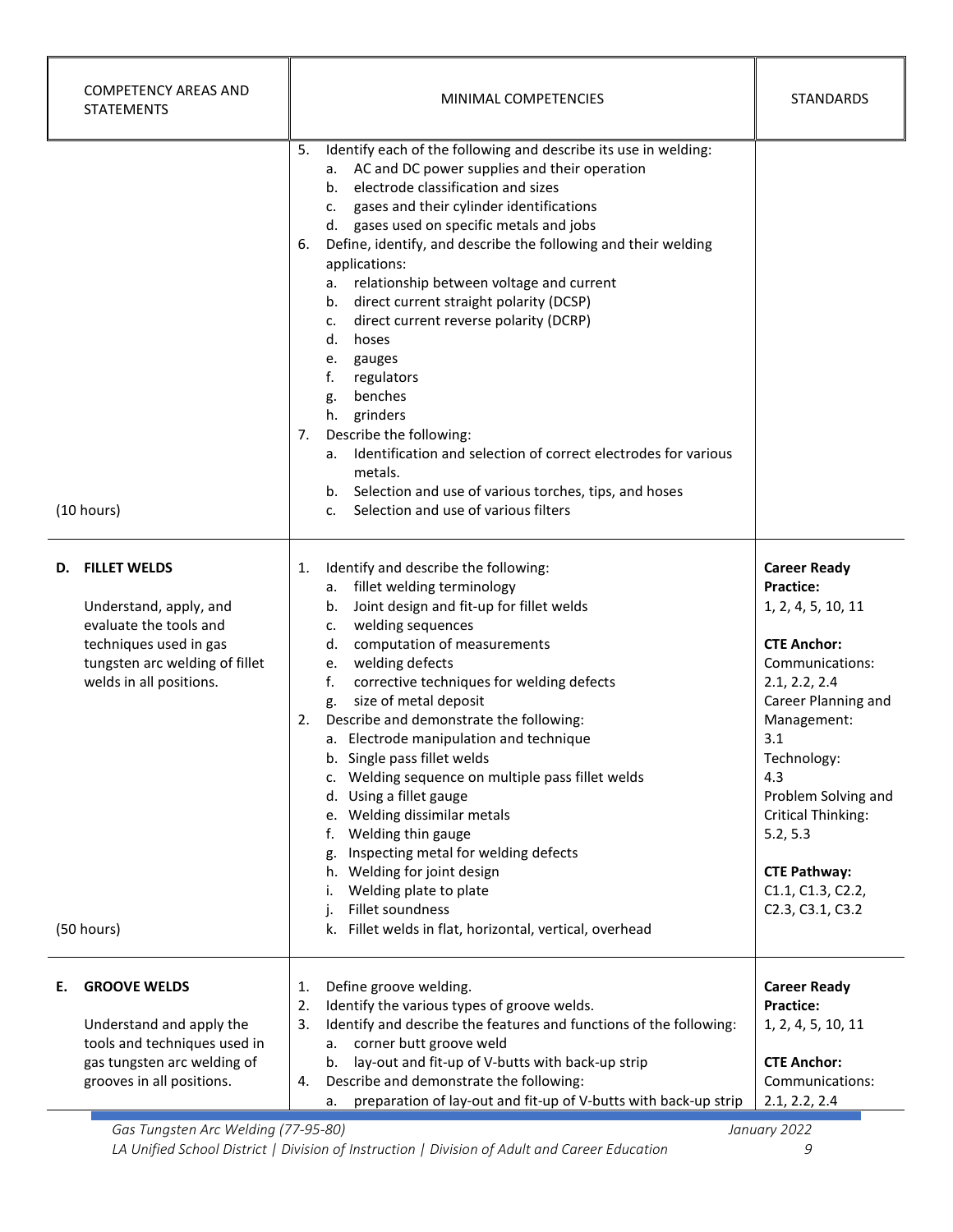| COMPETENCY AREAS AND STATEMENTS | MINIMAL COMPETENCIES | STANDARDS |
|---|---|---|
| (10 hours) | 5. Identify each of the following and describe its use in welding:<br>a. AC and DC power supplies and their operation<br>b. electrode classification and sizes<br>c. gases and their cylinder identifications<br>d. gases used on specific metals and jobs<br>6. Define, identify, and describe the following and their welding applications:<br>a. relationship between voltage and current<br>b. direct current straight polarity (DCSP)<br>c. direct current reverse polarity (DCRP)<br>d. hoses<br>e. gauges<br>f. regulators<br>g. benches<br>h. grinders<br>7. Describe the following:<br>a. Identification and selection of correct electrodes for various metals.<br>b. Selection and use of various torches, tips, and hoses<br>c. Selection and use of various filters | |
| **D. FILLET WELDS**<br><br>Understand, apply, and evaluate the tools and techniques used in gas tungsten arc welding of fillet welds in all positions.<br><br>(50 hours) | 1. Identify and describe the following:<br>a. fillet welding terminology<br>b. Joint design and fit-up for fillet welds<br>c. welding sequences<br>d. computation of measurements<br>e. welding defects<br>f. corrective techniques for welding defects<br>g. size of metal deposit<br>2. Describe and demonstrate the following:<br>a. Electrode manipulation and technique<br>b. Single pass fillet welds<br>c. Welding sequence on multiple pass fillet welds<br>d. Using a fillet gauge<br>e. Welding dissimilar metals<br>f. Welding thin gauge<br>g. Inspecting metal for welding defects<br>h. Welding for joint design<br>i. Welding plate to plate<br>j. Fillet soundness<br>k. Fillet welds in flat, horizontal, vertical, overhead | **Career Ready Practice:**<br>1, 2, 4, 5, 10, 11<br><br>**CTE Anchor:**<br>Communications:<br>2.1, 2.2, 2.4<br>Career Planning and Management:<br>3.1<br>Technology:<br>4.3<br>Problem Solving and Critical Thinking:<br>5.2, 5.3<br><br>**CTE Pathway:**<br>C1.1, C1.3, C2.2, C2.3, C3.1, C3.2 |
| **E. GROOVE WELDS**<br><br>Understand and apply the tools and techniques used in gas tungsten arc welding of grooves in all positions. | 1. Define groove welding.<br>2. Identify the various types of groove welds.<br>3. Identify and describe the features and functions of the following:<br>a. corner butt groove weld<br>b. lay-out and fit-up of V-butts with back-up strip<br>4. Describe and demonstrate the following:<br>a. preparation of lay-out and fit-up of V-butts with back-up strip | **Career Ready Practice:**<br>1, 2, 4, 5, 10, 11<br><br>**CTE Anchor:**<br>Communications:<br>2.1, 2.2, 2.4 |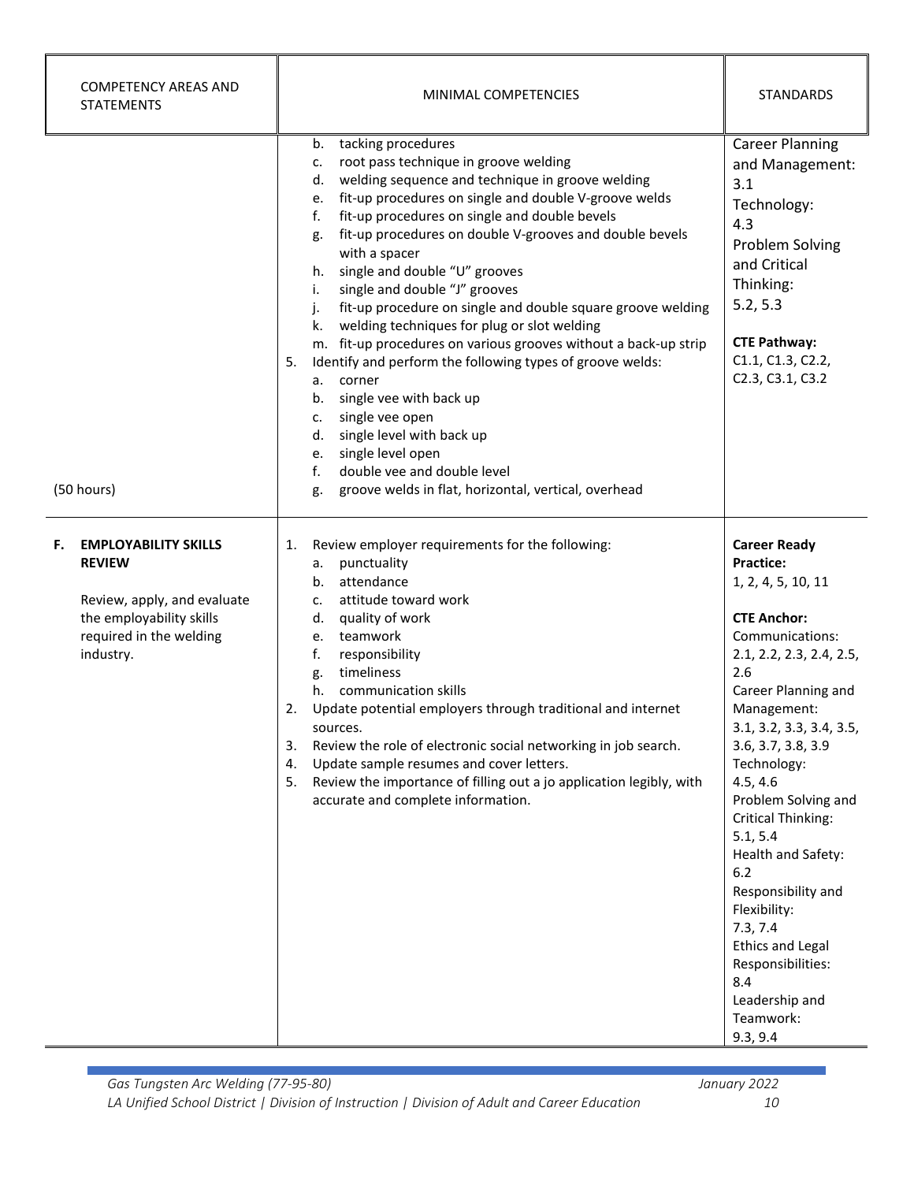| COMPETENCY AREAS AND STATEMENTS | MINIMAL COMPETENCIES | STANDARDS |
|---|---|---|
| (50 hours) | b. tacking procedures<br>c. root pass technique in groove welding<br>d. welding sequence and technique in groove welding<br>e. fit-up procedures on single and double V-groove welds<br>f. fit-up procedures on single and double bevels<br>g. fit-up procedures on double V-grooves and double bevels with a spacer<br>h. single and double "U" grooves<br>i. single and double "J" grooves<br>j. fit-up procedure on single and double square groove welding<br>k. welding techniques for plug or slot welding<br>m. fit-up procedures on various grooves without a back-up strip<br>5. Identify and perform the following types of groove welds:<br>a. corner<br>b. single vee with back up<br>c. single vee open<br>d. single level with back up<br>e. single level open<br>f. double vee and double level<br>g. groove welds in flat, horizontal, vertical, overhead | Career Planning and Management: 3.1<br>Technology: 4.3<br>Problem Solving and Critical Thinking: 5.2, 5.3<br><br>**CTE Pathway:**<br>C1.1, C1.3, C2.2, C2.3, C3.1, C3.2 |
| **F. EMPLOYABILITY SKILLS REVIEW**<br><br>Review, apply, and evaluate the employability skills required in the welding industry. | 1. Review employer requirements for the following:<br>a. punctuality<br>b. attendance<br>c. attitude toward work<br>d. quality of work<br>e. teamwork<br>f. responsibility<br>g. timeliness<br>h. communication skills<br>2. Update potential employers through traditional and internet sources.<br>3. Review the role of electronic social networking in job search.<br>4. Update sample resumes and cover letters.<br>5. Review the importance of filling out a jo application legibly, with accurate and complete information. | **Career Ready Practice:**<br>1, 2, 4, 5, 10, 11<br><br>**CTE Anchor:**<br>Communications: 2.1, 2.2, 2.3, 2.4, 2.5, 2.6<br>Career Planning and Management: 3.1, 3.2, 3.3, 3.4, 3.5, 3.6, 3.7, 3.8, 3.9<br>Technology: 4.5, 4.6<br>Problem Solving and Critical Thinking: 5.1, 5.4<br>Health and Safety: 6.2<br>Responsibility and Flexibility: 7.3, 7.4<br>Ethics and Legal Responsibilities: 8.4<br>Leadership and Teamwork: 9.3, 9.4 |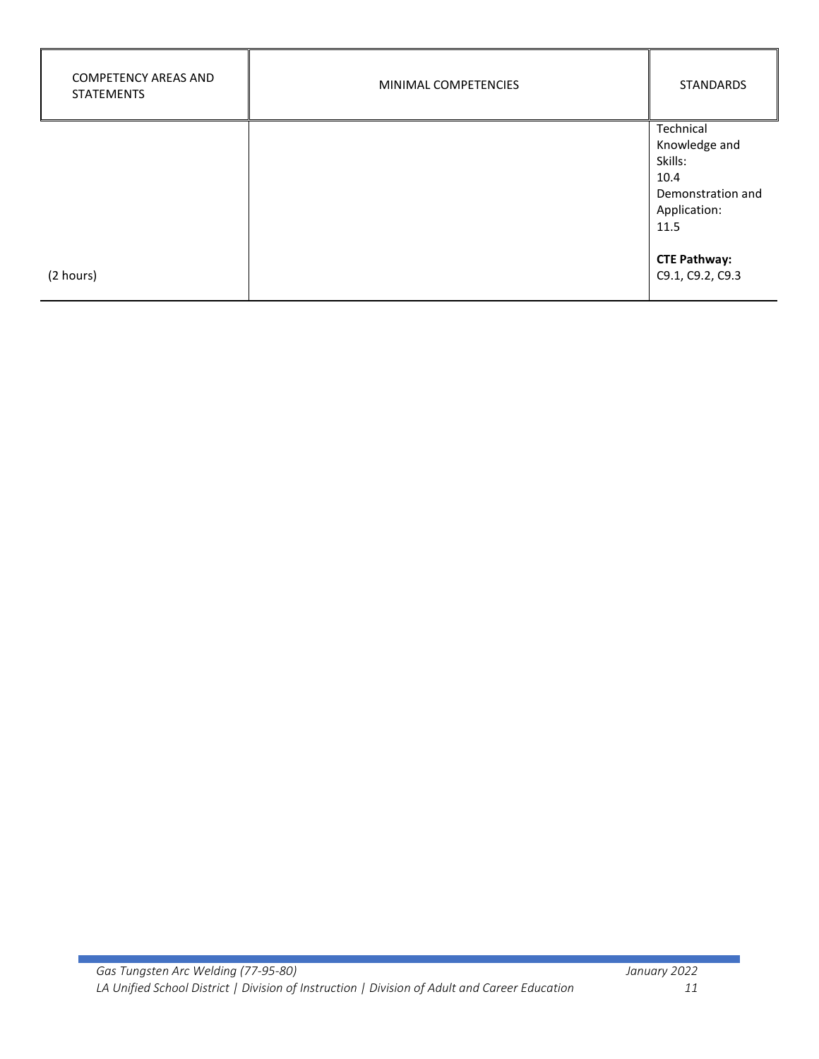| COMPETENCY AREAS AND STATEMENTS | MINIMAL COMPETENCIES | STANDARDS |
|---|---|---|
| (2 hours) | | Technical Knowledge and Skills:<br>10.4<br>Demonstration and Application:<br>11.5<br><br>**CTE Pathway:**<br>C9.1, C9.2, C9.3 |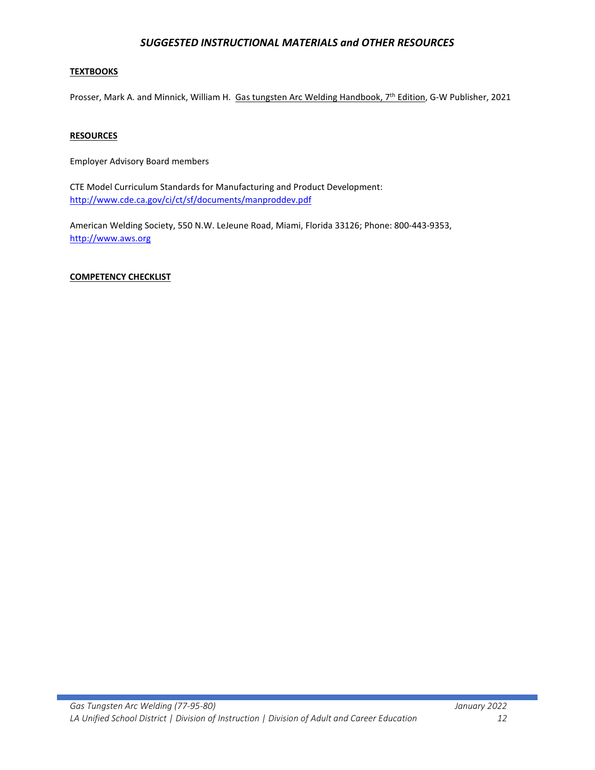## *SUGGESTED INSTRUCTIONAL MATERIALS and OTHER RESOURCES*

**TEXTBOOKS**

Prosser, Mark A. and Minnick, William H. Gas tungsten Arc Welding Handbook, 7th Edition, G-W Publisher, 2021

**RESOURCES**

Employer Advisory Board members

CTE Model Curriculum Standards for Manufacturing and Product Development:
http://www.cde.ca.gov/ci/ct/sf/documents/manproddev.pdf

American Welding Society, 550 N.W. LeJeune Road, Miami, Florida 33126; Phone: 800-443-9353,
http://www.aws.org

**COMPETENCY CHECKLIST**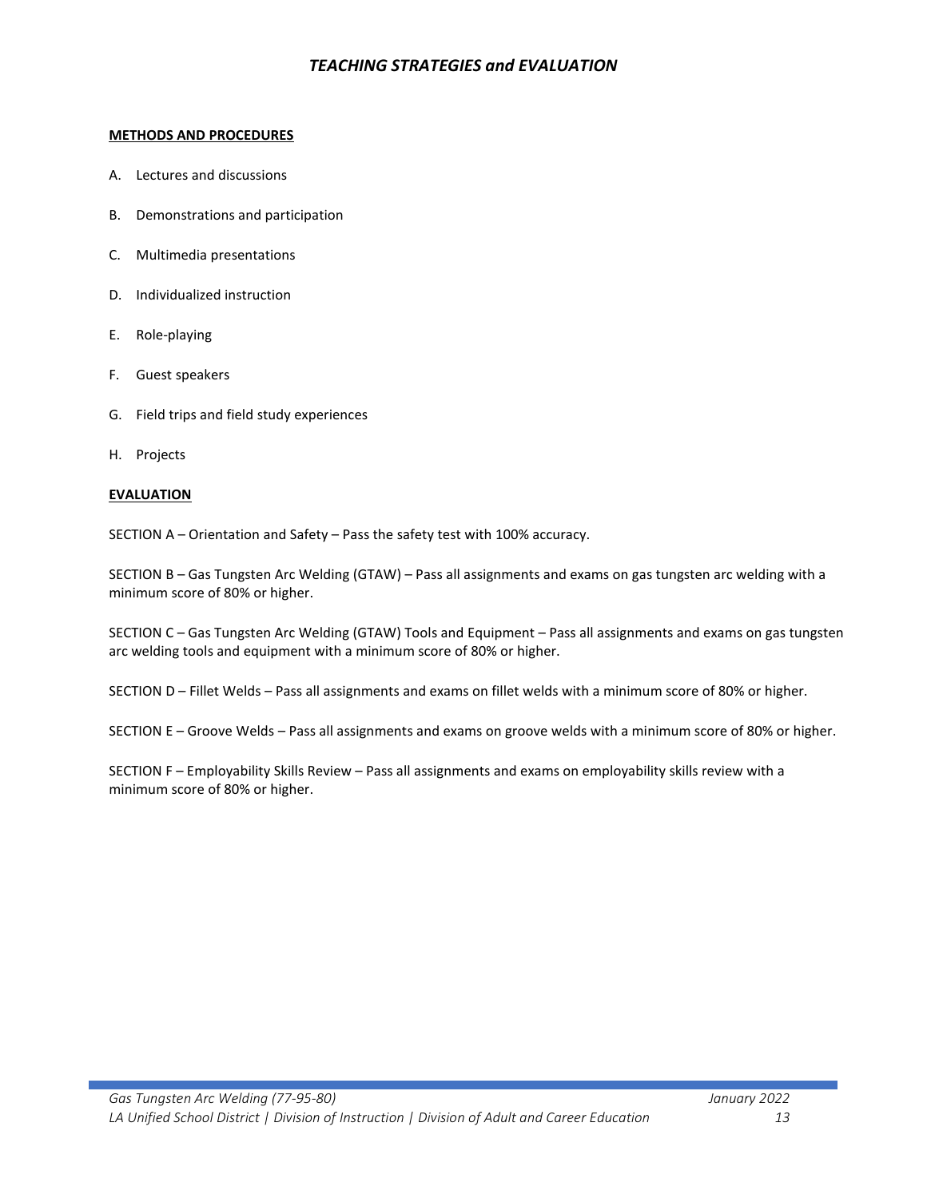# *TEACHING STRATEGIES and EVALUATION*

**METHODS AND PROCEDURES**

A. Lectures and discussions

B. Demonstrations and participation

C. Multimedia presentations

D. Individualized instruction

E. Role-playing

F. Guest speakers

G. Field trips and field study experiences

H. Projects

**EVALUATION**

SECTION A – Orientation and Safety – Pass the safety test with 100% accuracy.

SECTION B – Gas Tungsten Arc Welding (GTAW) – Pass all assignments and exams on gas tungsten arc welding with a minimum score of 80% or higher.

SECTION C – Gas Tungsten Arc Welding (GTAW) Tools and Equipment – Pass all assignments and exams on gas tungsten arc welding tools and equipment with a minimum score of 80% or higher.

SECTION D – Fillet Welds – Pass all assignments and exams on fillet welds with a minimum score of 80% or higher.

SECTION E – Groove Welds – Pass all assignments and exams on groove welds with a minimum score of 80% or higher.

SECTION F – Employability Skills Review – Pass all assignments and exams on employability skills review with a minimum score of 80% or higher.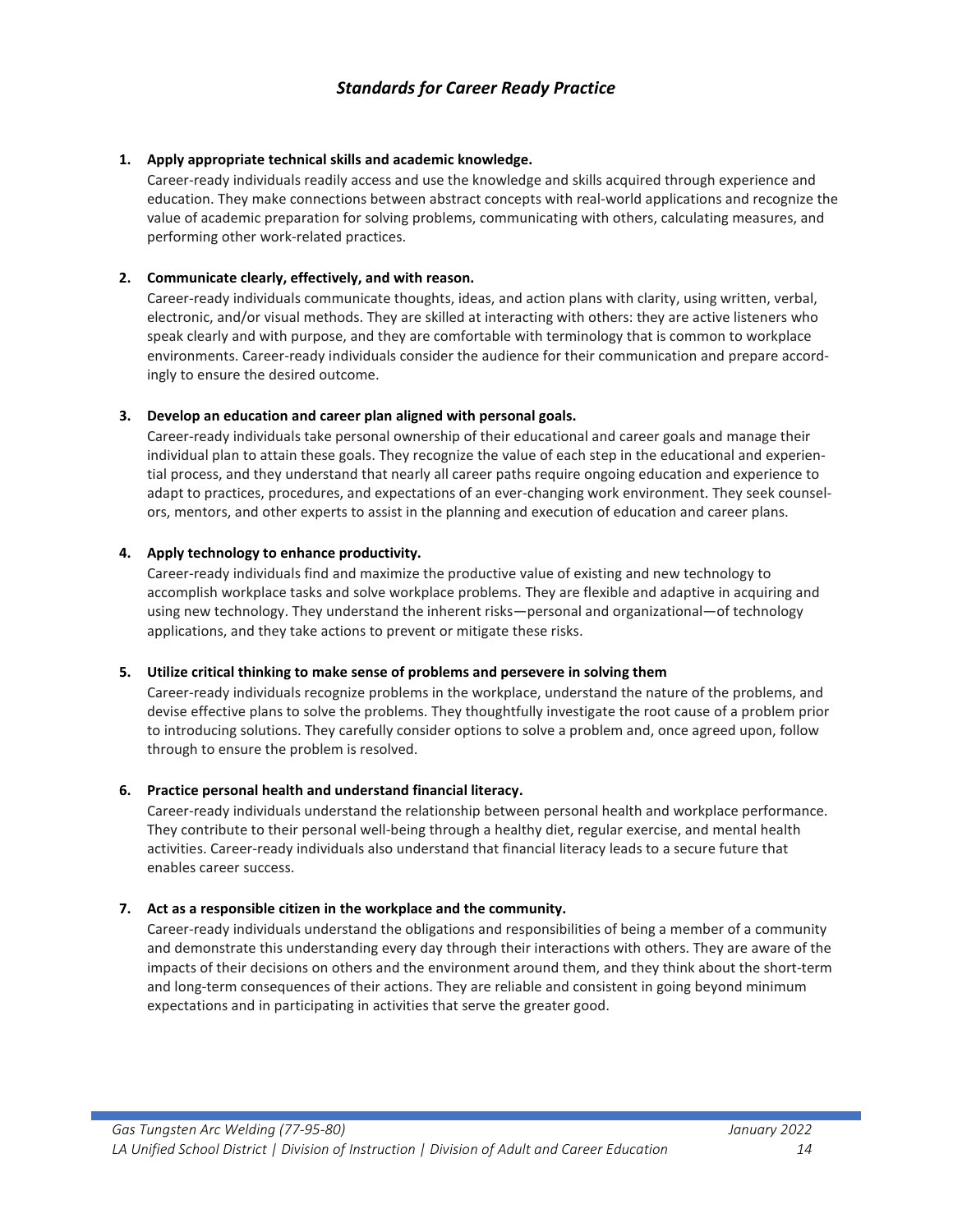## *Standards for Career Ready Practice*

1. **Apply appropriate technical skills and academic knowledge.**
   Career-ready individuals readily access and use the knowledge and skills acquired through experience and education. They make connections between abstract concepts with real-world applications and recognize the value of academic preparation for solving problems, communicating with others, calculating measures, and performing other work-related practices.

2. **Communicate clearly, effectively, and with reason.**
   Career-ready individuals communicate thoughts, ideas, and action plans with clarity, using written, verbal, electronic, and/or visual methods. They are skilled at interacting with others: they are active listeners who speak clearly and with purpose, and they are comfortable with terminology that is common to workplace environments. Career-ready individuals consider the audience for their communication and prepare accordingly to ensure the desired outcome.

3. **Develop an education and career plan aligned with personal goals.**
   Career-ready individuals take personal ownership of their educational and career goals and manage their individual plan to attain these goals. They recognize the value of each step in the educational and experiential process, and they understand that nearly all career paths require ongoing education and experience to adapt to practices, procedures, and expectations of an ever-changing work environment. They seek counselors, mentors, and other experts to assist in the planning and execution of education and career plans.

4. **Apply technology to enhance productivity.**
   Career-ready individuals find and maximize the productive value of existing and new technology to accomplish workplace tasks and solve workplace problems. They are flexible and adaptive in acquiring and using new technology. They understand the inherent risks—personal and organizational—of technology applications, and they take actions to prevent or mitigate these risks.

5. **Utilize critical thinking to make sense of problems and persevere in solving them**
   Career-ready individuals recognize problems in the workplace, understand the nature of the problems, and devise effective plans to solve the problems. They thoughtfully investigate the root cause of a problem prior to introducing solutions. They carefully consider options to solve a problem and, once agreed upon, follow through to ensure the problem is resolved.

6. **Practice personal health and understand financial literacy.**
   Career-ready individuals understand the relationship between personal health and workplace performance. They contribute to their personal well-being through a healthy diet, regular exercise, and mental health activities. Career-ready individuals also understand that financial literacy leads to a secure future that enables career success.

7. **Act as a responsible citizen in the workplace and the community.**
   Career-ready individuals understand the obligations and responsibilities of being a member of a community and demonstrate this understanding every day through their interactions with others. They are aware of the impacts of their decisions on others and the environment around them, and they think about the short-term and long-term consequences of their actions. They are reliable and consistent in going beyond minimum expectations and in participating in activities that serve the greater good.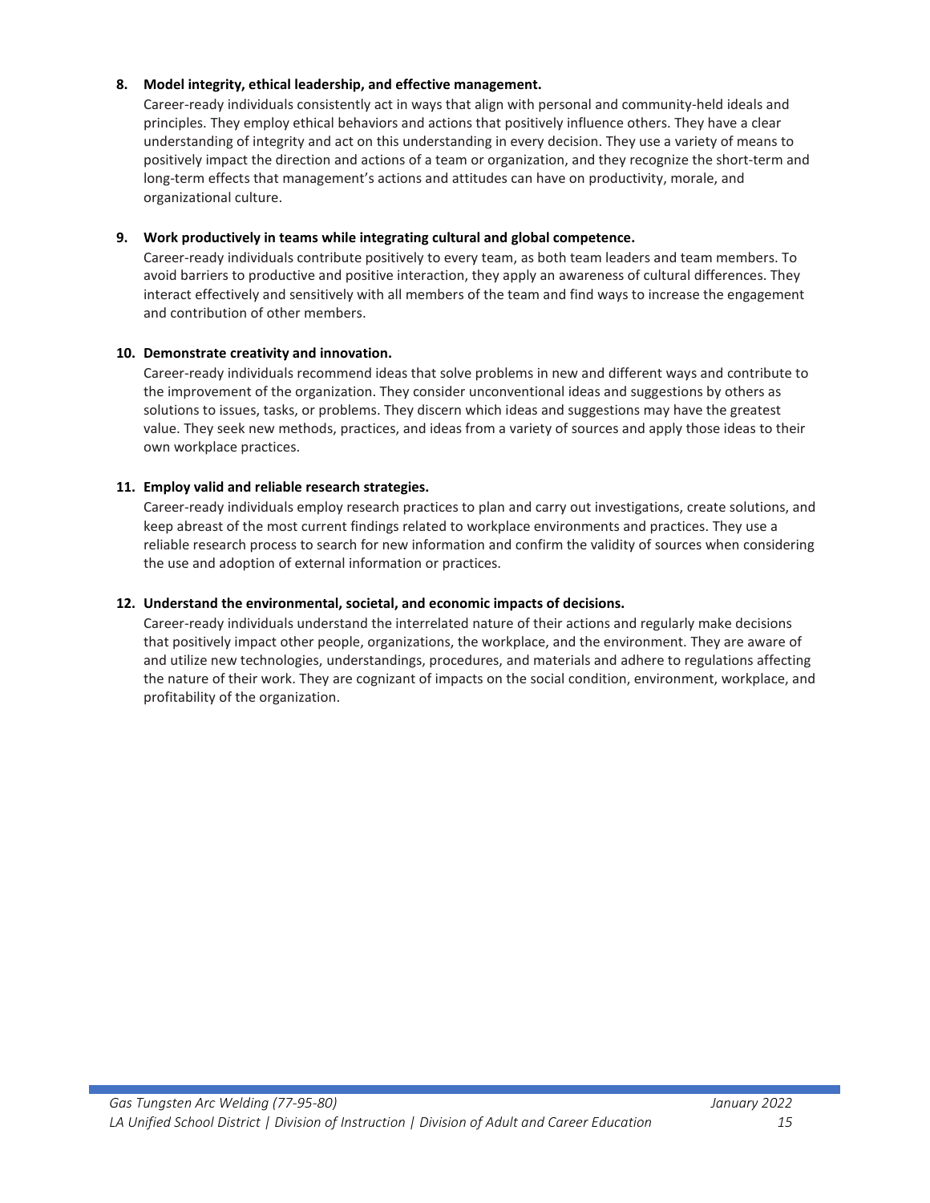8. **Model integrity, ethical leadership, and effective management.**
   Career-ready individuals consistently act in ways that align with personal and community-held ideals and principles. They employ ethical behaviors and actions that positively influence others. They have a clear understanding of integrity and act on this understanding in every decision. They use a variety of means to positively impact the direction and actions of a team or organization, and they recognize the short-term and long-term effects that management's actions and attitudes can have on productivity, morale, and organizational culture.

9. **Work productively in teams while integrating cultural and global competence.**
   Career-ready individuals contribute positively to every team, as both team leaders and team members. To avoid barriers to productive and positive interaction, they apply an awareness of cultural differences. They interact effectively and sensitively with all members of the team and find ways to increase the engagement and contribution of other members.

10. **Demonstrate creativity and innovation.**
    Career-ready individuals recommend ideas that solve problems in new and different ways and contribute to the improvement of the organization. They consider unconventional ideas and suggestions by others as solutions to issues, tasks, or problems. They discern which ideas and suggestions may have the greatest value. They seek new methods, practices, and ideas from a variety of sources and apply those ideas to their own workplace practices.

11. **Employ valid and reliable research strategies.**
    Career-ready individuals employ research practices to plan and carry out investigations, create solutions, and keep abreast of the most current findings related to workplace environments and practices. They use a reliable research process to search for new information and confirm the validity of sources when considering the use and adoption of external information or practices.

12. **Understand the environmental, societal, and economic impacts of decisions.**
    Career-ready individuals understand the interrelated nature of their actions and regularly make decisions that positively impact other people, organizations, the workplace, and the environment. They are aware of and utilize new technologies, understandings, procedures, and materials and adhere to regulations affecting the nature of their work. They are cognizant of impacts on the social condition, environment, workplace, and profitability of the organization.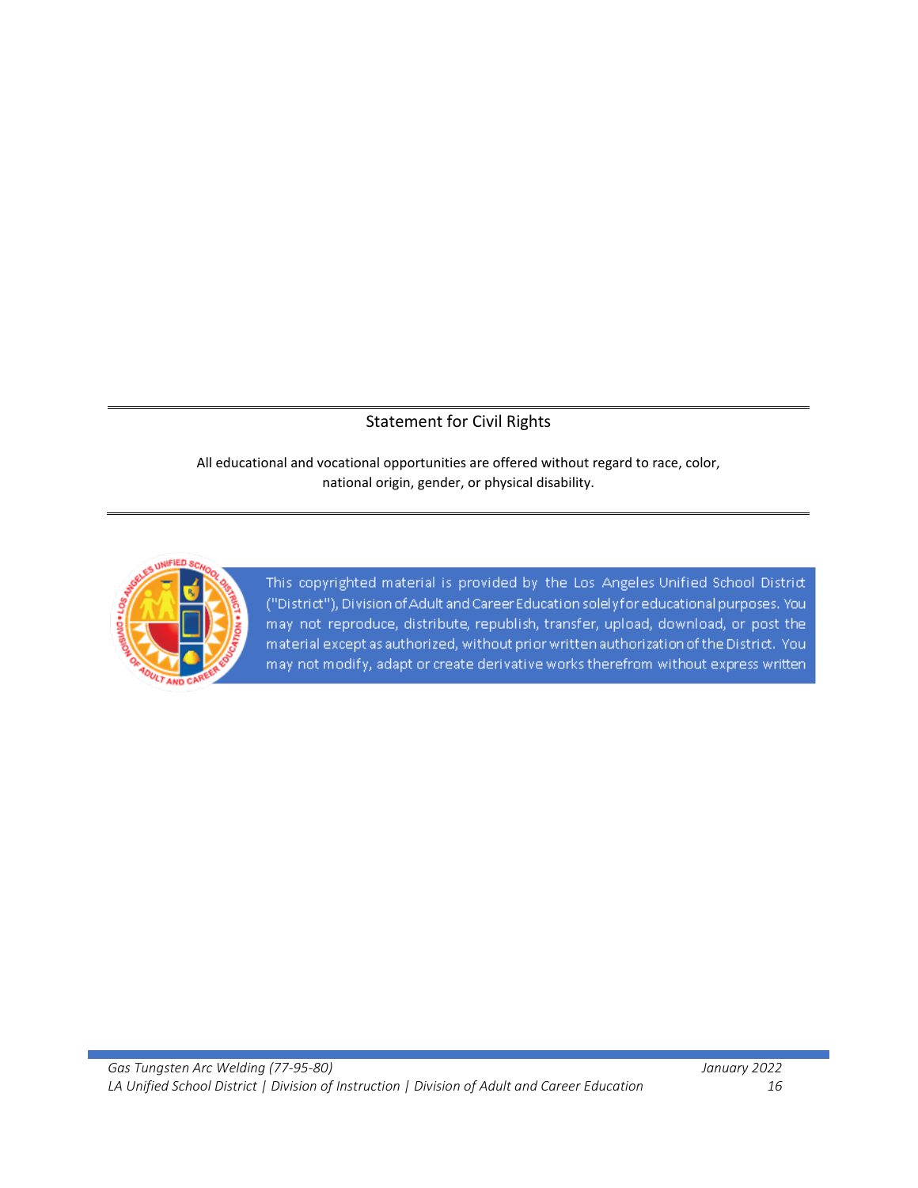## Statement for Civil Rights

All educational and vocational opportunities are offered without regard to race, color, national origin, gender, or physical disability.

This copyrighted material is provided by the Los Angeles Unified School District ("District"), Division of Adult and Career Education solely for educational purposes. You may not reproduce, distribute, republish, transfer, upload, download, or post the material except as authorized, without prior written authorization of the District. You may not modify, adapt or create derivative works therefrom without express written